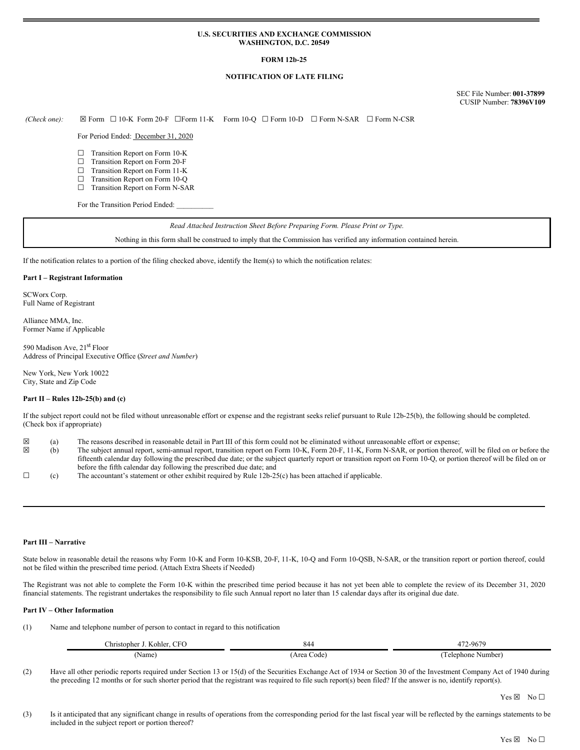**U.S. SECURITIES AND EXCHANGE COMMISSION**
**WASHINGTON, D.C. 20549**

**FORM 12b-25**

**NOTIFICATION OF LATE FILING**

SEC File Number: **001-37899**
CUSIP Number: **78396V109**

*(Check one):* ☒ Form ☐ 10-K Form 20-F ☐Form 11-K Form 10-Q ☐ Form 10-D ☐ Form N-SAR ☐ Form N-CSR

For Period Ended: December 31, 2020

☐ Transition Report on Form 10-K
☐ Transition Report on Form 20-F
☐ Transition Report on Form 11-K
☐ Transition Report on Form 10-Q
☐ Transition Report on Form N-SAR

For the Transition Period Ended: __________

*Read Attached Instruction Sheet Before Preparing Form. Please Print or Type.*

Nothing in this form shall be construed to imply that the Commission has verified any information contained herein.

If the notification relates to a portion of the filing checked above, identify the Item(s) to which the notification relates:

**Part I – Registrant Information**

SCWorx Corp.
Full Name of Registrant

Alliance MMA, Inc.
Former Name if Applicable

590 Madison Ave, 21st Floor
Address of Principal Executive Office (*Street and Number*)

New York, New York 10022
City, State and Zip Code

**Part II – Rules 12b-25(b) and (c)**

If the subject report could not be filed without unreasonable effort or expense and the registrant seeks relief pursuant to Rule 12b-25(b), the following should be completed. (Check box if appropriate)

☒ (a) The reasons described in reasonable detail in Part III of this form could not be eliminated without unreasonable effort or expense;
☒ (b) The subject annual report, semi-annual report, transition report on Form 10-K, Form 20-F, 11-K, Form N-SAR, or portion thereof, will be filed on or before the fifteenth calendar day following the prescribed due date; or the subject quarterly report or transition report on Form 10-Q, or portion thereof will be filed on or before the fifth calendar day following the prescribed due date; and
☐ (c) The accountant's statement or other exhibit required by Rule 12b-25(c) has been attached if applicable.

**Part III – Narrative**

State below in reasonable detail the reasons why Form 10-K and Form 10-KSB, 20-F, 11-K, 10-Q and Form 10-QSB, N-SAR, or the transition report or portion thereof, could not be filed within the prescribed time period. (Attach Extra Sheets if Needed)

The Registrant was not able to complete the Form 10-K within the prescribed time period because it has not yet been able to complete the review of its December 31, 2020 financial statements. The registrant undertakes the responsibility to file such Annual report no later than 15 calendar days after its original due date.

**Part IV – Other Information**

(1) Name and telephone number of person to contact in regard to this notification

| Christopher J. Kohler, CFO | 844 | 472-9679 |
|---|---|---|
| (Name) | (Area Code) | (Telephone Number) |

(2) Have all other periodic reports required under Section 13 or 15(d) of the Securities Exchange Act of 1934 or Section 30 of the Investment Company Act of 1940 during the preceding 12 months or for such shorter period that the registrant was required to file such report(s) been filed? If the answer is no, identify report(s).

Yes ☒ No ☐

(3) Is it anticipated that any significant change in results of operations from the corresponding period for the last fiscal year will be reflected by the earnings statements to be included in the subject report or portion thereof?

Yes ☒ No ☐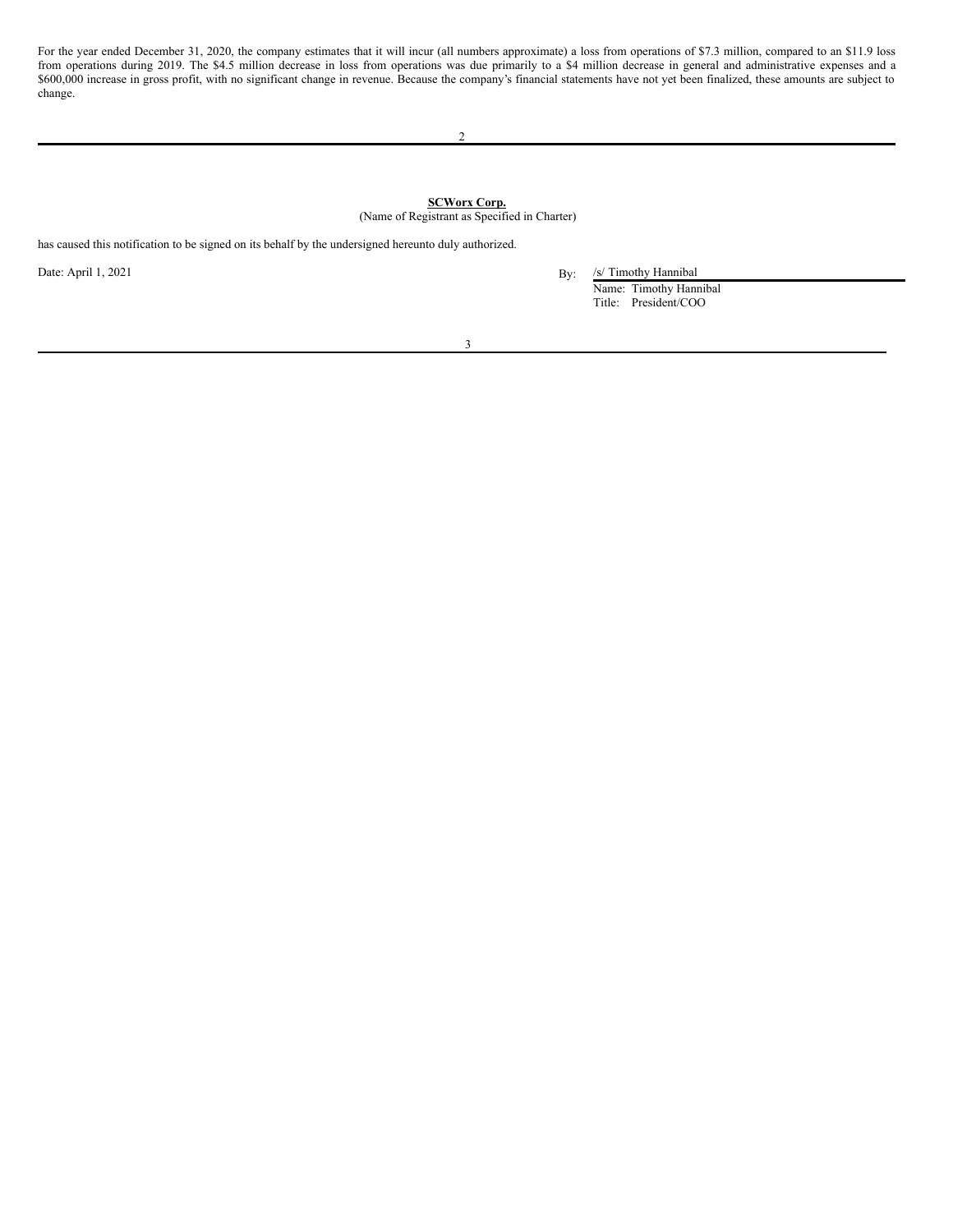For the year ended December 31, 2020, the company estimates that it will incur (all numbers approximate) a loss from operations of $7.3 million, compared to an $11.9 loss from operations during 2019. The $4.5 million decrease in loss from operations was due primarily to a $4 million decrease in general and administrative expenses and a $600,000 increase in gross profit, with no significant change in revenue. Because the company's financial statements have not yet been finalized, these amounts are subject to change.

**SCWorx Corp.**
(Name of Registrant as Specified in Charter)

has caused this notification to be signed on its behalf by the undersigned hereunto duly authorized.

Date: April 1, 2021

By: /s/ Timothy Hannibal
Name: Timothy Hannibal
Title: President/COO